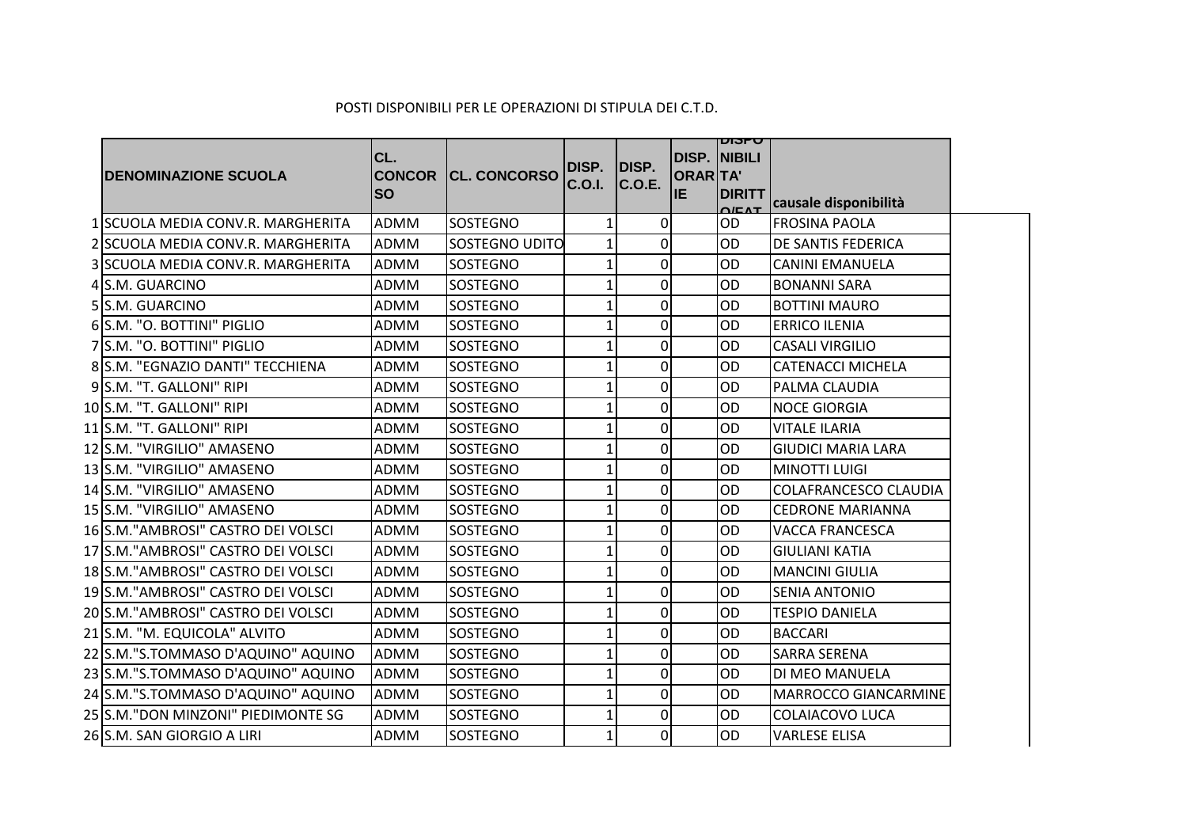POSTI DISPONIBILI PER LE OPERAZIONI DI STIPULA DEI C.T.D.

| | DENOMINAZIONE SCUOLA | CL. CONCORSO | CL. CONCORSO | DISP. C.O.I. | DISP. C.O.E. | DISP. ORARIE | DISPONIBILITA' DIRITTO/FATTO | causale disponibilità |
|---|---|---|---|---|---|---|---|---|
| 1 | SCUOLA MEDIA CONV.R. MARGHERITA | ADMM | SOSTEGNO | 1 | 0 | | OD | FROSINA PAOLA |
| 2 | SCUOLA MEDIA CONV.R. MARGHERITA | ADMM | SOSTEGNO UDITO | 1 | 0 | | OD | DE SANTIS FEDERICA |
| 3 | SCUOLA MEDIA CONV.R. MARGHERITA | ADMM | SOSTEGNO | 1 | 0 | | OD | CANINI EMANUELA |
| 4 | S.M. GUARCINO | ADMM | SOSTEGNO | 1 | 0 | | OD | BONANNI SARA |
| 5 | S.M. GUARCINO | ADMM | SOSTEGNO | 1 | 0 | | OD | BOTTINI MAURO |
| 6 | S.M. "O. BOTTINI" PIGLIO | ADMM | SOSTEGNO | 1 | 0 | | OD | ERRICO ILENIA |
| 7 | S.M. "O. BOTTINI" PIGLIO | ADMM | SOSTEGNO | 1 | 0 | | OD | CASALI VIRGILIO |
| 8 | S.M. "EGNAZIO DANTI" TECCHIENA | ADMM | SOSTEGNO | 1 | 0 | | OD | CATENACCI MICHELA |
| 9 | S.M. "T. GALLONI" RIPI | ADMM | SOSTEGNO | 1 | 0 | | OD | PALMA CLAUDIA |
| 10 | S.M. "T. GALLONI" RIPI | ADMM | SOSTEGNO | 1 | 0 | | OD | NOCE GIORGIA |
| 11 | S.M. "T. GALLONI" RIPI | ADMM | SOSTEGNO | 1 | 0 | | OD | VITALE ILARIA |
| 12 | S.M. "VIRGILIO" AMASENO | ADMM | SOSTEGNO | 1 | 0 | | OD | GIUDICI MARIA LARA |
| 13 | S.M. "VIRGILIO" AMASENO | ADMM | SOSTEGNO | 1 | 0 | | OD | MINOTTI LUIGI |
| 14 | S.M. "VIRGILIO" AMASENO | ADMM | SOSTEGNO | 1 | 0 | | OD | COLAFRANCESCO CLAUDIA |
| 15 | S.M. "VIRGILIO" AMASENO | ADMM | SOSTEGNO | 1 | 0 | | OD | CEDRONE MARIANNA |
| 16 | S.M."AMBROSI" CASTRO DEI VOLSCI | ADMM | SOSTEGNO | 1 | 0 | | OD | VACCA FRANCESCA |
| 17 | S.M."AMBROSI" CASTRO DEI VOLSCI | ADMM | SOSTEGNO | 1 | 0 | | OD | GIULIANI KATIA |
| 18 | S.M."AMBROSI" CASTRO DEI VOLSCI | ADMM | SOSTEGNO | 1 | 0 | | OD | MANCINI GIULIA |
| 19 | S.M."AMBROSI" CASTRO DEI VOLSCI | ADMM | SOSTEGNO | 1 | 0 | | OD | SENIA ANTONIO |
| 20 | S.M."AMBROSI" CASTRO DEI VOLSCI | ADMM | SOSTEGNO | 1 | 0 | | OD | TESPIO DANIELA |
| 21 | S.M. "M. EQUICOLA" ALVITO | ADMM | SOSTEGNO | 1 | 0 | | OD | BACCARI |
| 22 | S.M."S.TOMMASO D'AQUINO" AQUINO | ADMM | SOSTEGNO | 1 | 0 | | OD | SARRA SERENA |
| 23 | S.M."S.TOMMASO D'AQUINO" AQUINO | ADMM | SOSTEGNO | 1 | 0 | | OD | DI MEO MANUELA |
| 24 | S.M."S.TOMMASO D'AQUINO" AQUINO | ADMM | SOSTEGNO | 1 | 0 | | OD | MARROCCO GIANCARMINE |
| 25 | S.M."DON MINZONI" PIEDIMONTE SG | ADMM | SOSTEGNO | 1 | 0 | | OD | COLAIACOVO LUCA |
| 26 | S.M. SAN GIORGIO A LIRI | ADMM | SOSTEGNO | 1 | 0 | | OD | VARLESE ELISA |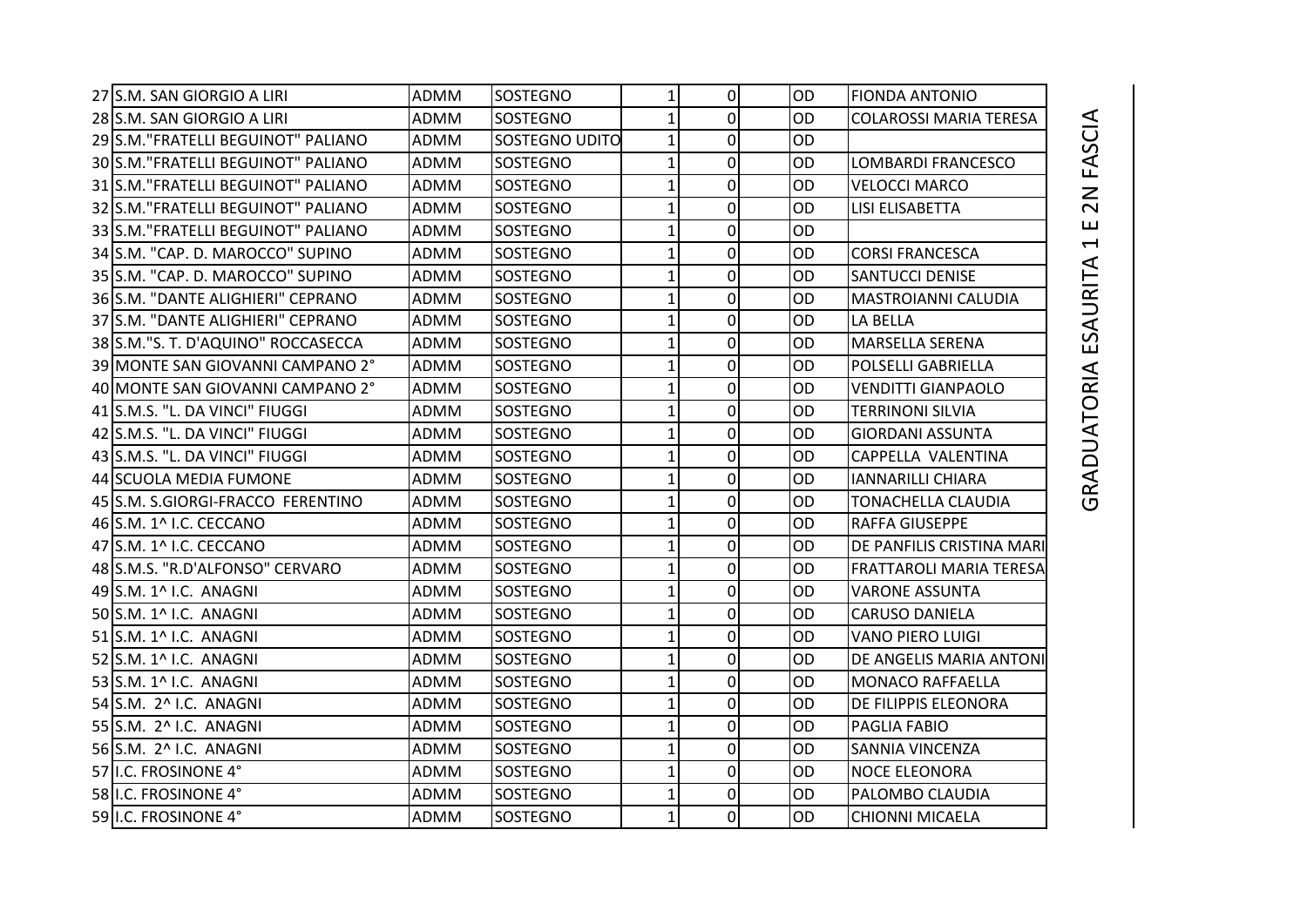GRADUATORIA ESAURITA 1 E 2N FASCIA

| | | | | | | | | |
|---|---|---|---|---|---|---|---|---|
| 27 | S.M. SAN GIORGIO A LIRI | ADMM | SOSTEGNO | 1 | 0 | | OD | FIONDA ANTONIO |
| 28 | S.M. SAN GIORGIO A LIRI | ADMM | SOSTEGNO | 1 | 0 | | OD | COLAROSSI MARIA TERESA |
| 29 | S.M."FRATELLI BEGUINOT" PALIANO | ADMM | SOSTEGNO UDITO | 1 | 0 | | OD | |
| 30 | S.M."FRATELLI BEGUINOT" PALIANO | ADMM | SOSTEGNO | 1 | 0 | | OD | LOMBARDI FRANCESCO |
| 31 | S.M."FRATELLI BEGUINOT" PALIANO | ADMM | SOSTEGNO | 1 | 0 | | OD | VELOCCI MARCO |
| 32 | S.M."FRATELLI BEGUINOT" PALIANO | ADMM | SOSTEGNO | 1 | 0 | | OD | LISI ELISABETTA |
| 33 | S.M."FRATELLI BEGUINOT" PALIANO | ADMM | SOSTEGNO | 1 | 0 | | OD | |
| 34 | S.M. "CAP. D. MAROCCO" SUPINO | ADMM | SOSTEGNO | 1 | 0 | | OD | CORSI FRANCESCA |
| 35 | S.M. "CAP. D. MAROCCO" SUPINO | ADMM | SOSTEGNO | 1 | 0 | | OD | SANTUCCI DENISE |
| 36 | S.M. "DANTE ALIGHIERI" CEPRANO | ADMM | SOSTEGNO | 1 | 0 | | OD | MASTROIANNI CALUDIA |
| 37 | S.M. "DANTE ALIGHIERI" CEPRANO | ADMM | SOSTEGNO | 1 | 0 | | OD | LA BELLA |
| 38 | S.M."S. T. D'AQUINO" ROCCASECCA | ADMM | SOSTEGNO | 1 | 0 | | OD | MARSELLA SERENA |
| 39 | MONTE SAN GIOVANNI CAMPANO 2° | ADMM | SOSTEGNO | 1 | 0 | | OD | POLSELLI GABRIELLA |
| 40 | MONTE SAN GIOVANNI CAMPANO 2° | ADMM | SOSTEGNO | 1 | 0 | | OD | VENDITTI GIANPAOLO |
| 41 | S.M.S. "L. DA VINCI" FIUGGI | ADMM | SOSTEGNO | 1 | 0 | | OD | TERRINONI SILVIA |
| 42 | S.M.S. "L. DA VINCI" FIUGGI | ADMM | SOSTEGNO | 1 | 0 | | OD | GIORDANI ASSUNTA |
| 43 | S.M.S. "L. DA VINCI" FIUGGI | ADMM | SOSTEGNO | 1 | 0 | | OD | CAPPELLA VALENTINA |
| 44 | SCUOLA MEDIA FUMONE | ADMM | SOSTEGNO | 1 | 0 | | OD | IANNARILLI CHIARA |
| 45 | S.M. S.GIORGI-FRACCO FERENTINO | ADMM | SOSTEGNO | 1 | 0 | | OD | TONACHELLA CLAUDIA |
| 46 | S.M. 1^ I.C. CECCANO | ADMM | SOSTEGNO | 1 | 0 | | OD | RAFFA GIUSEPPE |
| 47 | S.M. 1^ I.C. CECCANO | ADMM | SOSTEGNO | 1 | 0 | | OD | DE PANFILIS CRISTINA MARI |
| 48 | S.M.S. "R.D'ALFONSO" CERVARO | ADMM | SOSTEGNO | 1 | 0 | | OD | FRATTAROLI MARIA TERESA |
| 49 | S.M. 1^ I.C. ANAGNI | ADMM | SOSTEGNO | 1 | 0 | | OD | VARONE ASSUNTA |
| 50 | S.M. 1^ I.C. ANAGNI | ADMM | SOSTEGNO | 1 | 0 | | OD | CARUSO DANIELA |
| 51 | S.M. 1^ I.C. ANAGNI | ADMM | SOSTEGNO | 1 | 0 | | OD | VANO PIERO LUIGI |
| 52 | S.M. 1^ I.C. ANAGNI | ADMM | SOSTEGNO | 1 | 0 | | OD | DE ANGELIS MARIA ANTONI |
| 53 | S.M. 1^ I.C. ANAGNI | ADMM | SOSTEGNO | 1 | 0 | | OD | MONACO RAFFAELLA |
| 54 | S.M. 2^ I.C. ANAGNI | ADMM | SOSTEGNO | 1 | 0 | | OD | DE FILIPPIS ELEONORA |
| 55 | S.M. 2^ I.C. ANAGNI | ADMM | SOSTEGNO | 1 | 0 | | OD | PAGLIA FABIO |
| 56 | S.M. 2^ I.C. ANAGNI | ADMM | SOSTEGNO | 1 | 0 | | OD | SANNIA VINCENZA |
| 57 | I.C. FROSINONE 4° | ADMM | SOSTEGNO | 1 | 0 | | OD | NOCE ELEONORA |
| 58 | I.C. FROSINONE 4° | ADMM | SOSTEGNO | 1 | 0 | | OD | PALOMBO CLAUDIA |
| 59 | I.C. FROSINONE 4° | ADMM | SOSTEGNO | 1 | 0 | | OD | CHIONNI MICAELA |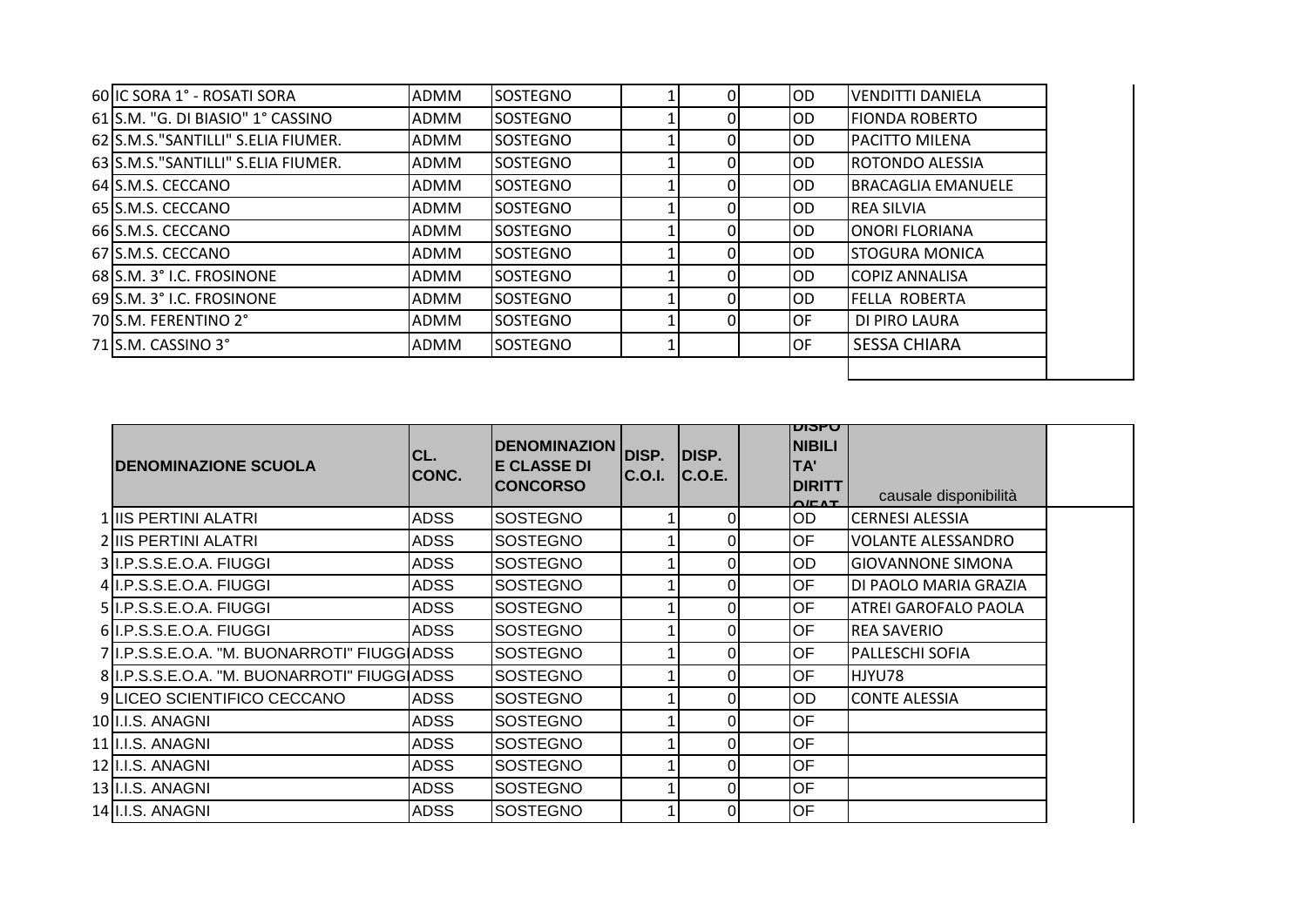| | | | | | | | | | |
|---|---|---|---|---|---|---|---|---|---|
| 60 | IC SORA 1° - ROSATI SORA | ADMM | SOSTEGNO | 1 | 0 | | OD | VENDITTI DANIELA | |
| 61 | S.M. "G. DI BIASIO" 1° CASSINO | ADMM | SOSTEGNO | 1 | 0 | | OD | FIONDA ROBERTO | |
| 62 | S.M.S."SANTILLI" S.ELIA FIUMER. | ADMM | SOSTEGNO | 1 | 0 | | OD | PACITTO MILENA | |
| 63 | S.M.S."SANTILLI" S.ELIA FIUMER. | ADMM | SOSTEGNO | 1 | 0 | | OD | ROTONDO ALESSIA | |
| 64 | S.M.S. CECCANO | ADMM | SOSTEGNO | 1 | 0 | | OD | BRACAGLIA EMANUELE | |
| 65 | S.M.S. CECCANO | ADMM | SOSTEGNO | 1 | 0 | | OD | REA SILVIA | |
| 66 | S.M.S. CECCANO | ADMM | SOSTEGNO | 1 | 0 | | OD | ONORI FLORIANA | |
| 67 | S.M.S. CECCANO | ADMM | SOSTEGNO | 1 | 0 | | OD | STOGURA MONICA | |
| 68 | S.M. 3° I.C. FROSINONE | ADMM | SOSTEGNO | 1 | 0 | | OD | COPIZ ANNALISA | |
| 69 | S.M. 3° I.C. FROSINONE | ADMM | SOSTEGNO | 1 | 0 | | OD | FELLA ROBERTA | |
| 70 | S.M. FERENTINO 2° | ADMM | SOSTEGNO | 1 | 0 | | OF | DI PIRO LAURA | |
| 71 | S.M. CASSINO 3° | ADMM | SOSTEGNO | 1 | | | OF | SESSA CHIARA | |

| | DENOMINAZIONE SCUOLA | CL. CONC. | DENOMINAZIONE CLASSE DI CONCORSO | DISP. C.O.I. | DISP. C.O.E. | | DISPONIBILITA' DIRITTO/FAT | causale disponibilità | |
|---|---|---|---|---|---|---|---|---|---|
| 1 | IIS PERTINI ALATRI | ADSS | SOSTEGNO | 1 | 0 | | OD | CERNESI ALESSIA | |
| 2 | IIS PERTINI ALATRI | ADSS | SOSTEGNO | 1 | 0 | | OF | VOLANTE ALESSANDRO | |
| 3 | I.P.S.S.E.O.A. FIUGGI | ADSS | SOSTEGNO | 1 | 0 | | OD | GIOVANNONE SIMONA | |
| 4 | I.P.S.S.E.O.A. FIUGGI | ADSS | SOSTEGNO | 1 | 0 | | OF | DI PAOLO MARIA GRAZIA | |
| 5 | I.P.S.S.E.O.A. FIUGGI | ADSS | SOSTEGNO | 1 | 0 | | OF | ATREI GAROFALO PAOLA | |
| 6 | I.P.S.S.E.O.A. FIUGGI | ADSS | SOSTEGNO | 1 | 0 | | OF | REA SAVERIO | |
| 7 | I.P.S.S.E.O.A. "M. BUONARROTI" FIUGGI | ADSS | SOSTEGNO | 1 | 0 | | OF | PALLESCHI SOFIA | |
| 8 | I.P.S.S.E.O.A. "M. BUONARROTI" FIUGGI | ADSS | SOSTEGNO | 1 | 0 | | OF | HJYU78 | |
| 9 | LICEO SCIENTIFICO CECCANO | ADSS | SOSTEGNO | 1 | 0 | | OD | CONTE ALESSIA | |
| 10 | I.I.S. ANAGNI | ADSS | SOSTEGNO | 1 | 0 | | OF | | |
| 11 | I.I.S. ANAGNI | ADSS | SOSTEGNO | 1 | 0 | | OF | | |
| 12 | I.I.S. ANAGNI | ADSS | SOSTEGNO | 1 | 0 | | OF | | |
| 13 | I.I.S. ANAGNI | ADSS | SOSTEGNO | 1 | 0 | | OF | | |
| 14 | I.I.S. ANAGNI | ADSS | SOSTEGNO | 1 | 0 | | OF | | |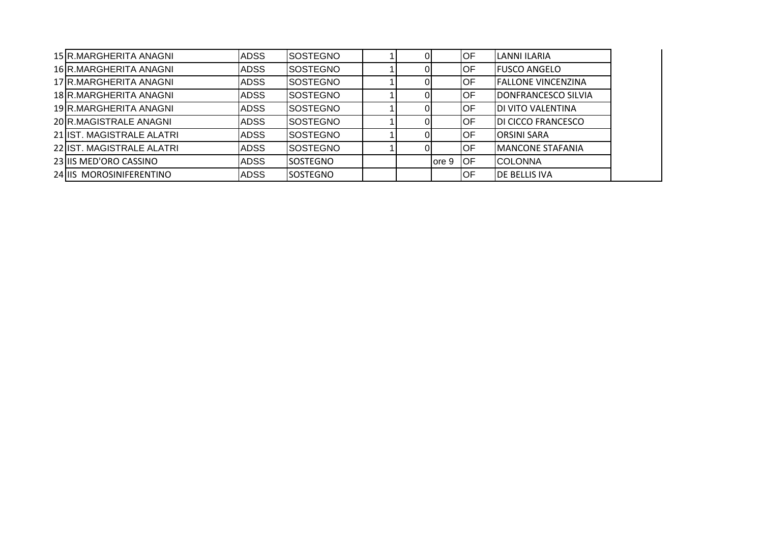| | | | | | | | | | |
|---|---|---|---|---|---|---|---|---|---|
| 15 | R.MARGHERITA ANAGNI | ADSS | SOSTEGNO | 1 | 0 | | OF | LANNI ILARIA | |
| 16 | R.MARGHERITA ANAGNI | ADSS | SOSTEGNO | 1 | 0 | | OF | FUSCO ANGELO | |
| 17 | R.MARGHERITA ANAGNI | ADSS | SOSTEGNO | 1 | 0 | | OF | FALLONE VINCENZINA | |
| 18 | R.MARGHERITA ANAGNI | ADSS | SOSTEGNO | 1 | 0 | | OF | DONFRANCESCO SILVIA | |
| 19 | R.MARGHERITA ANAGNI | ADSS | SOSTEGNO | 1 | 0 | | OF | DI VITO VALENTINA | |
| 20 | R.MAGISTRALE ANAGNI | ADSS | SOSTEGNO | 1 | 0 | | OF | DI CICCO FRANCESCO | |
| 21 | IST. MAGISTRALE ALATRI | ADSS | SOSTEGNO | 1 | 0 | | OF | ORSINI SARA | |
| 22 | IST. MAGISTRALE ALATRI | ADSS | SOSTEGNO | 1 | 0 | | OF | MANCONE STAFANIA | |
| 23 | IIS MED'ORO CASSINO | ADSS | SOSTEGNO | | | ore 9 | OF | COLONNA | |
| 24 | IIS MOROSINIFERENTINO | ADSS | SOSTEGNO | | | | OF | DE BELLIS IVA | |